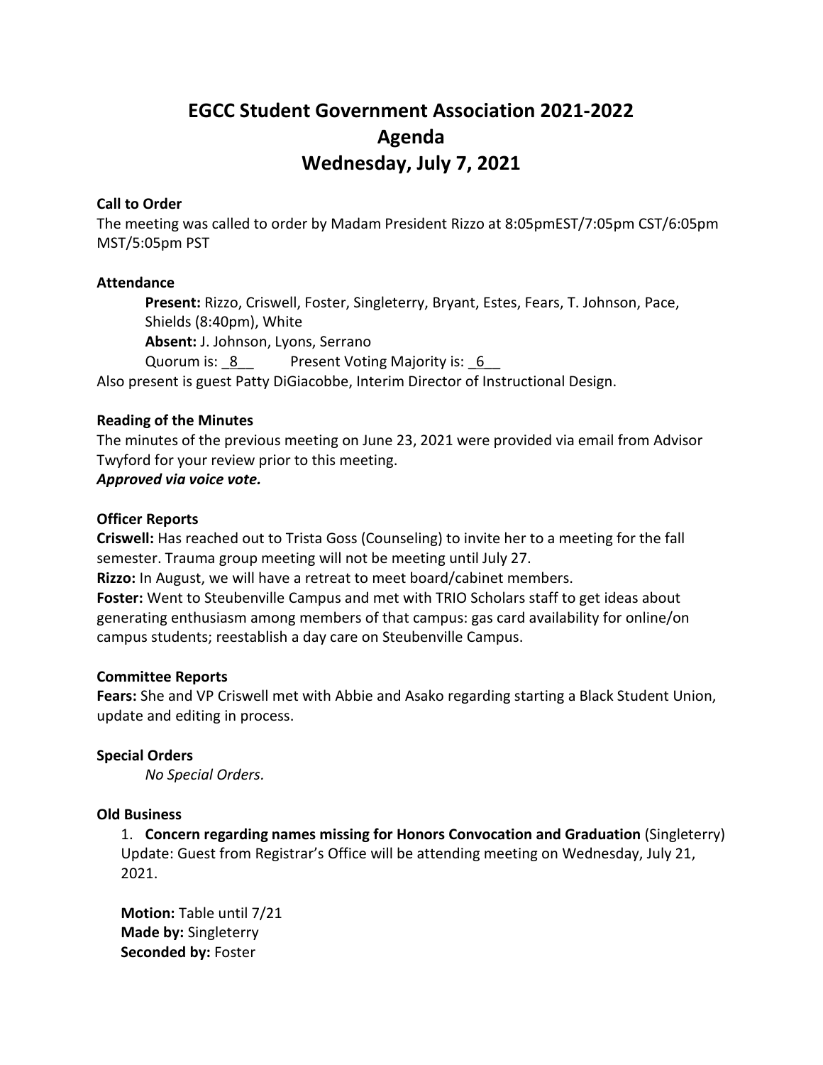# EGCC Student Government Association 2021-2022
# Agenda
# Wednesday, July 7, 2021

**Call to Order**

The meeting was called to order by Madam President Rizzo at 8:05pmEST/7:05pm CST/6:05pm MST/5:05pm PST

**Attendance**

**Present:** Rizzo, Criswell, Foster, Singleterry, Bryant, Estes, Fears, T. Johnson, Pace, Shields (8:40pm), White

**Absent:** J. Johnson, Lyons, Serrano

Quorum is: _8__ Present Voting Majority is: _6__

Also present is guest Patty DiGiacobbe, Interim Director of Instructional Design.

**Reading of the Minutes**

The minutes of the previous meeting on June 23, 2021 were provided via email from Advisor Twyford for your review prior to this meeting.

***Approved via voice vote.***

**Officer Reports**

**Criswell:** Has reached out to Trista Goss (Counseling) to invite her to a meeting for the fall semester. Trauma group meeting will not be meeting until July 27.

**Rizzo:** In August, we will have a retreat to meet board/cabinet members.

**Foster:** Went to Steubenville Campus and met with TRIO Scholars staff to get ideas about generating enthusiasm among members of that campus: gas card availability for online/on campus students; reestablish a day care on Steubenville Campus.

**Committee Reports**

**Fears:** She and VP Criswell met with Abbie and Asako regarding starting a Black Student Union, update and editing in process.

**Special Orders**

*No Special Orders.*

**Old Business**

1. **Concern regarding names missing for Honors Convocation and Graduation** (Singleterry)
Update: Guest from Registrar's Office will be attending meeting on Wednesday, July 21, 2021.

**Motion:** Table until 7/21
**Made by:** Singleterry
**Seconded by:** Foster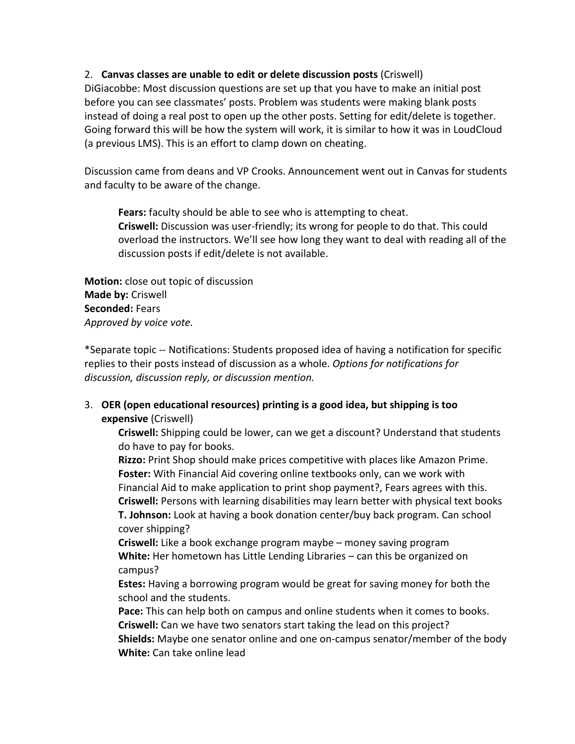2. **Canvas classes are unable to edit or delete discussion posts** (Criswell)

DiGiacobbe: Most discussion questions are set up that you have to make an initial post before you can see classmates' posts. Problem was students were making blank posts instead of doing a real post to open up the other posts. Setting for edit/delete is together. Going forward this will be how the system will work, it is similar to how it was in LoudCloud (a previous LMS). This is an effort to clamp down on cheating.

Discussion came from deans and VP Crooks. Announcement went out in Canvas for students and faculty to be aware of the change.

> **Fears:** faculty should be able to see who is attempting to cheat.
> **Criswell:** Discussion was user-friendly; its wrong for people to do that. This could overload the instructors. We'll see how long they want to deal with reading all of the discussion posts if edit/delete is not available.

**Motion:** close out topic of discussion
**Made by:** Criswell
**Seconded:** Fears
*Approved by voice vote.*

*Separate topic -- Notifications: Students proposed idea of having a notification for specific replies to their posts instead of discussion as a whole. *Options for notifications for discussion, discussion reply, or discussion mention.*

3. **OER (open educational resources) printing is a good idea, but shipping is too expensive** (Criswell)

> **Criswell:** Shipping could be lower, can we get a discount? Understand that students do have to pay for books.
> **Rizzo:** Print Shop should make prices competitive with places like Amazon Prime.
> **Foster:** With Financial Aid covering online textbooks only, can we work with Financial Aid to make application to print shop payment?, Fears agrees with this.
> **Criswell:** Persons with learning disabilities may learn better with physical text books
> **T. Johnson:** Look at having a book donation center/buy back program. Can school cover shipping?
> **Criswell:** Like a book exchange program maybe – money saving program
> **White:** Her hometown has Little Lending Libraries – can this be organized on campus?
> **Estes:** Having a borrowing program would be great for saving money for both the school and the students.
> **Pace:** This can help both on campus and online students when it comes to books.
> **Criswell:** Can we have two senators start taking the lead on this project?
> **Shields:** Maybe one senator online and one on-campus senator/member of the body
> **White:** Can take online lead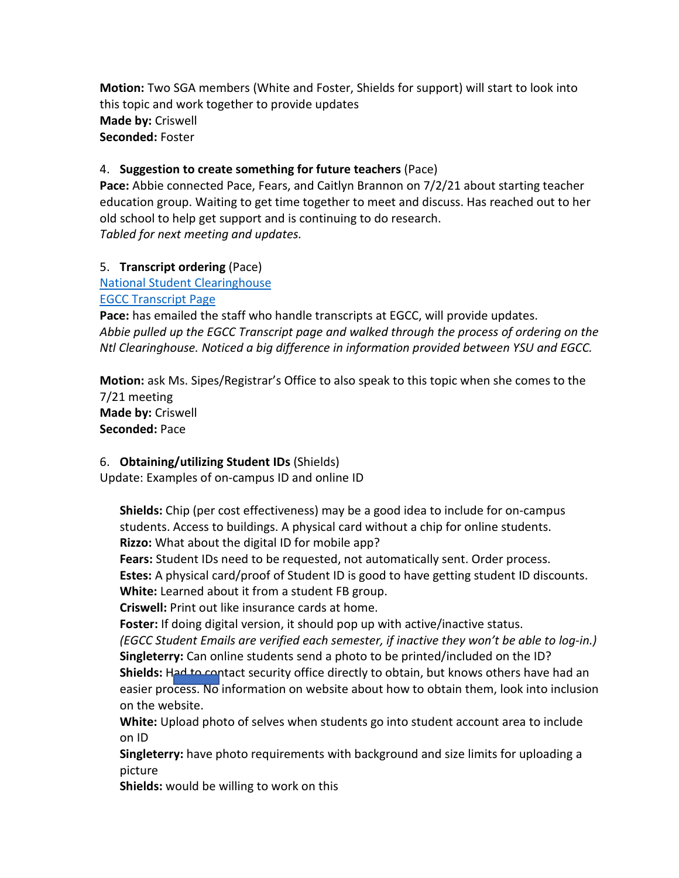**Motion:** Two SGA members (White and Foster, Shields for support) will start to look into this topic and work together to provide updates
**Made by:** Criswell
**Seconded:** Foster

4. **Suggestion to create something for future teachers** (Pace)

**Pace:** Abbie connected Pace, Fears, and Caitlyn Brannon on 7/2/21 about starting teacher education group. Waiting to get time together to meet and discuss. Has reached out to her old school to help get support and is continuing to do research.
*Tabled for next meeting and updates.*

5. **Transcript ordering** (Pace)

National Student Clearinghouse
EGCC Transcript Page
**Pace:** has emailed the staff who handle transcripts at EGCC, will provide updates.
*Abbie pulled up the EGCC Transcript page and walked through the process of ordering on the Ntl Clearinghouse. Noticed a big difference in information provided between YSU and EGCC.*

**Motion:** ask Ms. Sipes/Registrar's Office to also speak to this topic when she comes to the 7/21 meeting
**Made by:** Criswell
**Seconded:** Pace

6. **Obtaining/utilizing Student IDs** (Shields)

Update: Examples of on-campus ID and online ID

**Shields:** Chip (per cost effectiveness) may be a good idea to include for on-campus students. Access to buildings. A physical card without a chip for online students.
**Rizzo:** What about the digital ID for mobile app?
**Fears:** Student IDs need to be requested, not automatically sent. Order process.
**Estes:** A physical card/proof of Student ID is good to have getting student ID discounts.
**White:** Learned about it from a student FB group.
**Criswell:** Print out like insurance cards at home.
**Foster:** If doing digital version, it should pop up with active/inactive status.
*(EGCC Student Emails are verified each semester, if inactive they won't be able to log-in.)*
**Singleterry:** Can online students send a photo to be printed/included on the ID?
**Shields:** Had to contact security office directly to obtain, but knows others have had an easier process. No information on website about how to obtain them, look into inclusion on the website.
**White:** Upload photo of selves when students go into student account area to include on ID
**Singleterry:** have photo requirements with background and size limits for uploading a picture
**Shields:** would be willing to work on this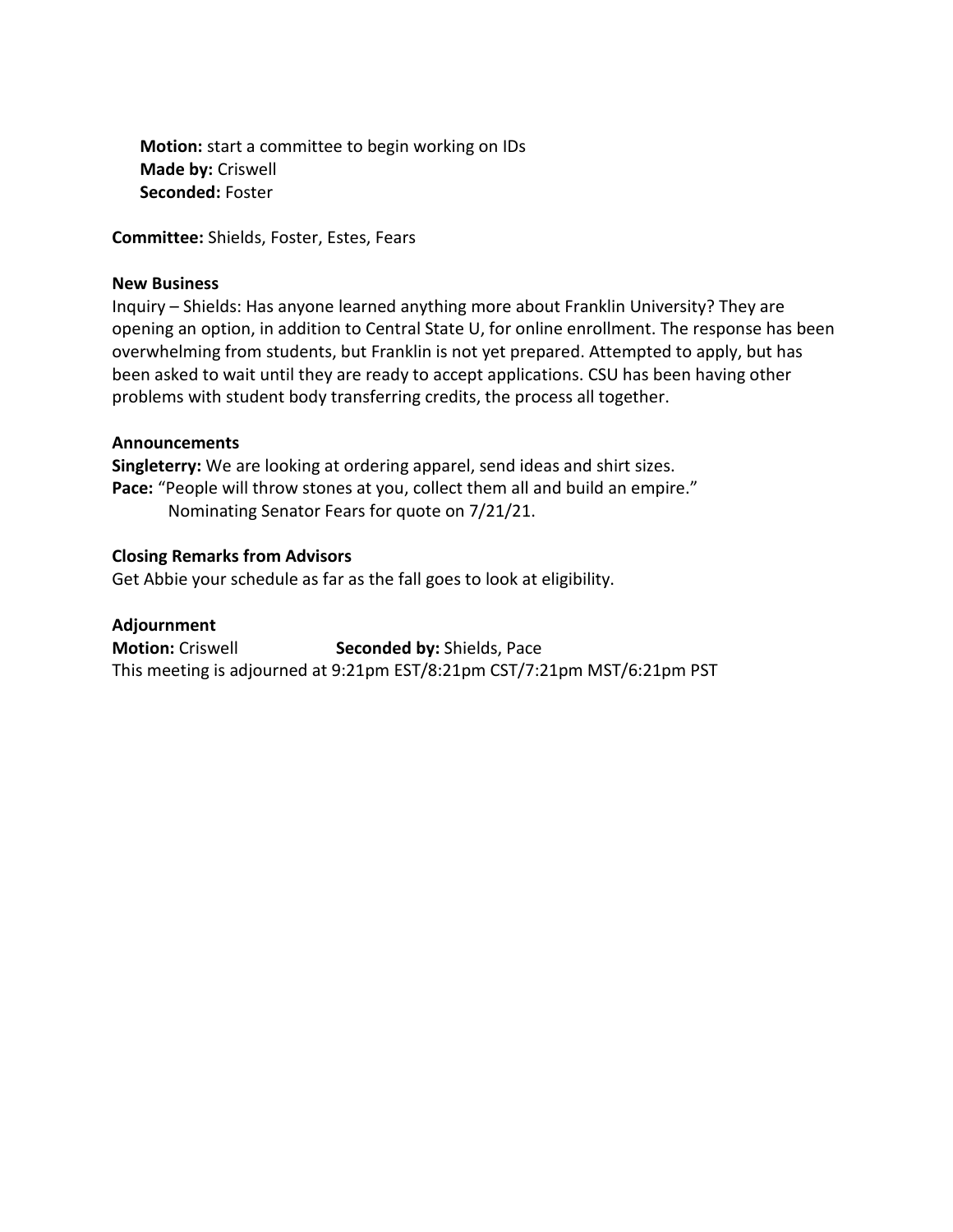**Motion:** start a committee to begin working on IDs
**Made by:** Criswell
**Seconded:** Foster

**Committee:** Shields, Foster, Estes, Fears

**New Business**

Inquiry – Shields: Has anyone learned anything more about Franklin University? They are opening an option, in addition to Central State U, for online enrollment. The response has been overwhelming from students, but Franklin is not yet prepared. Attempted to apply, but has been asked to wait until they are ready to accept applications. CSU has been having other problems with student body transferring credits, the process all together.

**Announcements**

**Singleterry:** We are looking at ordering apparel, send ideas and shirt sizes.
**Pace:** "People will throw stones at you, collect them all and build an empire."
Nominating Senator Fears for quote on 7/21/21.

**Closing Remarks from Advisors**

Get Abbie your schedule as far as the fall goes to look at eligibility.

**Adjournment**

**Motion:** Criswell **Seconded by:** Shields, Pace
This meeting is adjourned at 9:21pm EST/8:21pm CST/7:21pm MST/6:21pm PST